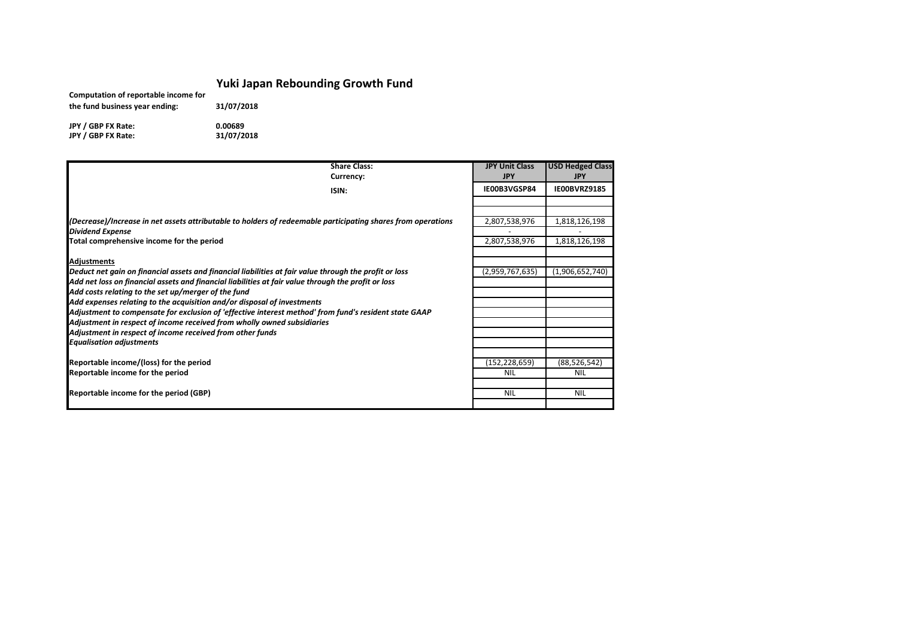# Yuki Japan Rebounding Growth Fund

**Computation of reportable income for the fund business year ending:** **31/07/2018**

**JPY / GBP FX Rate:** **0.00689**
**JPY / GBP FX Rate:** **31/07/2018**

| | **JPY Unit Class** | **USD Hedged Class** |
|---|---|---|
| **Share Class:** | **JPY Unit Class** | **USD Hedged Class** |
| **Currency:** | **JPY** | **JPY** |
| **ISIN:** | **IE00B3VGSP84** | **IE00BVRZ9185** |
| | | |
| *(Decrease)/Increase in net assets attributable to holders of redeemable participating shares from operations* | 2,807,538,976 | 1,818,126,198 |
| *Dividend Expense* | - | - |
| **Total comprehensive income for the period** | 2,807,538,976 | 1,818,126,198 |
| | | |
| **Adjustments** | | |
| *Deduct net gain on financial assets and financial liabilities at fair value through the profit or loss* | (2,959,767,635) | (1,906,652,740) |
| *Add net loss on financial assets and financial liabilities at fair value through the profit or loss* | | |
| *Add costs relating to the set up/merger of the fund* | | |
| *Add expenses relating to the acquisition and/or disposal of investments* | | |
| *Adjustment to compensate for exclusion of 'effective interest method' from fund's resident state GAAP* | | |
| *Adjustment in respect of income received from wholly owned subsidiaries* | | |
| *Adjustment in respect of income received from other funds* | | |
| *Equalisation adjustments* | | |
| | | |
| **Reportable income/(loss) for the period** | (152,228,659) | (88,526,542) |
| **Reportable income for the period** | NIL | NIL |
| | | |
| **Reportable income for the period (GBP)** | NIL | NIL |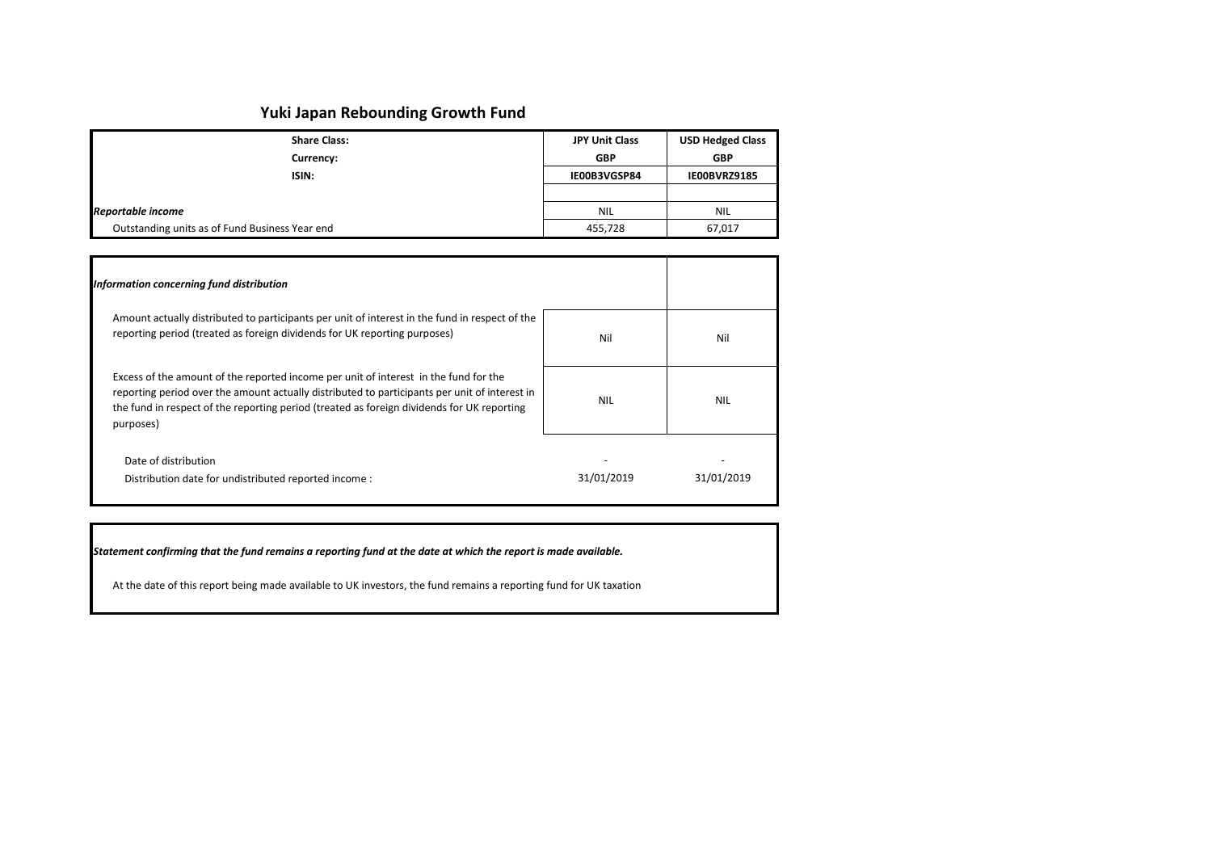# Yuki Japan Rebounding Growth Fund

| Share Class: | JPY Unit Class | USD Hedged Class |
|---|---|---|
| Currency: | GBP | GBP |
| ISIN: | IE00B3VGSP84 | IE00BVRZ9185 |
| | | |
| *Reportable income* | NIL | NIL |
| Outstanding units as of Fund Business Year end | 455,728 | 67,017 |

| | | |
|---|---|---|
| ***Information concerning fund distribution*** | | |
| Amount actually distributed to participants per unit of interest in the fund in respect of the reporting period (treated as foreign dividends for UK reporting purposes) | Nil | Nil |
| Excess of the amount of the reported income per unit of interest in the fund for the reporting period over the amount actually distributed to participants per unit of interest in the fund in respect of the reporting period (treated as foreign dividends for UK reporting purposes) | NIL | NIL |
| Date of distribution | - | - |
| Distribution date for undistributed reported income : | 31/01/2019 | 31/01/2019 |

***Statement confirming that the fund remains a reporting fund at the date at which the report is made available.***

At the date of this report being made available to UK investors, the fund remains a reporting fund for UK taxation